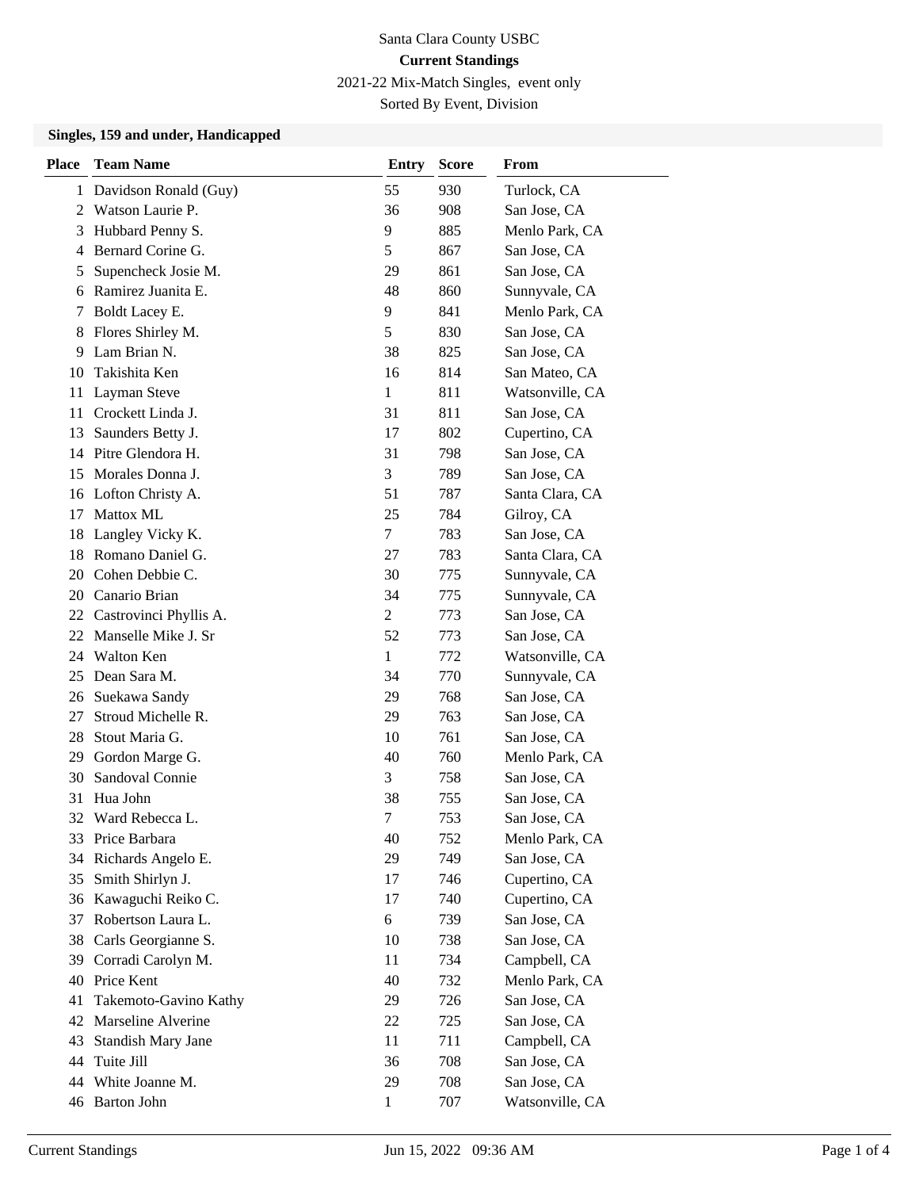Santa Clara County USBC

**Current Standings**

2021-22 Mix-Match Singles, event only

Sorted By Event, Division

### Singles, 159 and under, Handicapped

| Place | Team Name | Entry | Score | From |
|---|---|---|---|---|
| 1 | Davidson Ronald (Guy) | 55 | 930 | Turlock, CA |
| 2 | Watson Laurie P. | 36 | 908 | San Jose, CA |
| 3 | Hubbard Penny S. | 9 | 885 | Menlo Park, CA |
| 4 | Bernard Corine G. | 5 | 867 | San Jose, CA |
| 5 | Supencheck Josie M. | 29 | 861 | San Jose, CA |
| 6 | Ramirez Juanita E. | 48 | 860 | Sunnyvale, CA |
| 7 | Boldt Lacey E. | 9 | 841 | Menlo Park, CA |
| 8 | Flores Shirley M. | 5 | 830 | San Jose, CA |
| 9 | Lam Brian N. | 38 | 825 | San Jose, CA |
| 10 | Takishita Ken | 16 | 814 | San Mateo, CA |
| 11 | Layman Steve | 1 | 811 | Watsonville, CA |
| 11 | Crockett Linda J. | 31 | 811 | San Jose, CA |
| 13 | Saunders Betty J. | 17 | 802 | Cupertino, CA |
| 14 | Pitre Glendora H. | 31 | 798 | San Jose, CA |
| 15 | Morales Donna J. | 3 | 789 | San Jose, CA |
| 16 | Lofton Christy A. | 51 | 787 | Santa Clara, CA |
| 17 | Mattox ML | 25 | 784 | Gilroy, CA |
| 18 | Langley Vicky K. | 7 | 783 | San Jose, CA |
| 18 | Romano Daniel G. | 27 | 783 | Santa Clara, CA |
| 20 | Cohen Debbie C. | 30 | 775 | Sunnyvale, CA |
| 20 | Canario Brian | 34 | 775 | Sunnyvale, CA |
| 22 | Castrovinci Phyllis A. | 2 | 773 | San Jose, CA |
| 22 | Manselle Mike J. Sr | 52 | 773 | San Jose, CA |
| 24 | Walton Ken | 1 | 772 | Watsonville, CA |
| 25 | Dean Sara M. | 34 | 770 | Sunnyvale, CA |
| 26 | Suekawa Sandy | 29 | 768 | San Jose, CA |
| 27 | Stroud Michelle R. | 29 | 763 | San Jose, CA |
| 28 | Stout Maria G. | 10 | 761 | San Jose, CA |
| 29 | Gordon Marge G. | 40 | 760 | Menlo Park, CA |
| 30 | Sandoval Connie | 3 | 758 | San Jose, CA |
| 31 | Hua John | 38 | 755 | San Jose, CA |
| 32 | Ward Rebecca L. | 7 | 753 | San Jose, CA |
| 33 | Price Barbara | 40 | 752 | Menlo Park, CA |
| 34 | Richards Angelo E. | 29 | 749 | San Jose, CA |
| 35 | Smith Shirlyn J. | 17 | 746 | Cupertino, CA |
| 36 | Kawaguchi Reiko C. | 17 | 740 | Cupertino, CA |
| 37 | Robertson Laura L. | 6 | 739 | San Jose, CA |
| 38 | Carls Georgianne S. | 10 | 738 | San Jose, CA |
| 39 | Corradi Carolyn M. | 11 | 734 | Campbell, CA |
| 40 | Price Kent | 40 | 732 | Menlo Park, CA |
| 41 | Takemoto-Gavino Kathy | 29 | 726 | San Jose, CA |
| 42 | Marseline Alverine | 22 | 725 | San Jose, CA |
| 43 | Standish Mary Jane | 11 | 711 | Campbell, CA |
| 44 | Tuite Jill | 36 | 708 | San Jose, CA |
| 44 | White Joanne M. | 29 | 708 | San Jose, CA |
| 46 | Barton John | 1 | 707 | Watsonville, CA |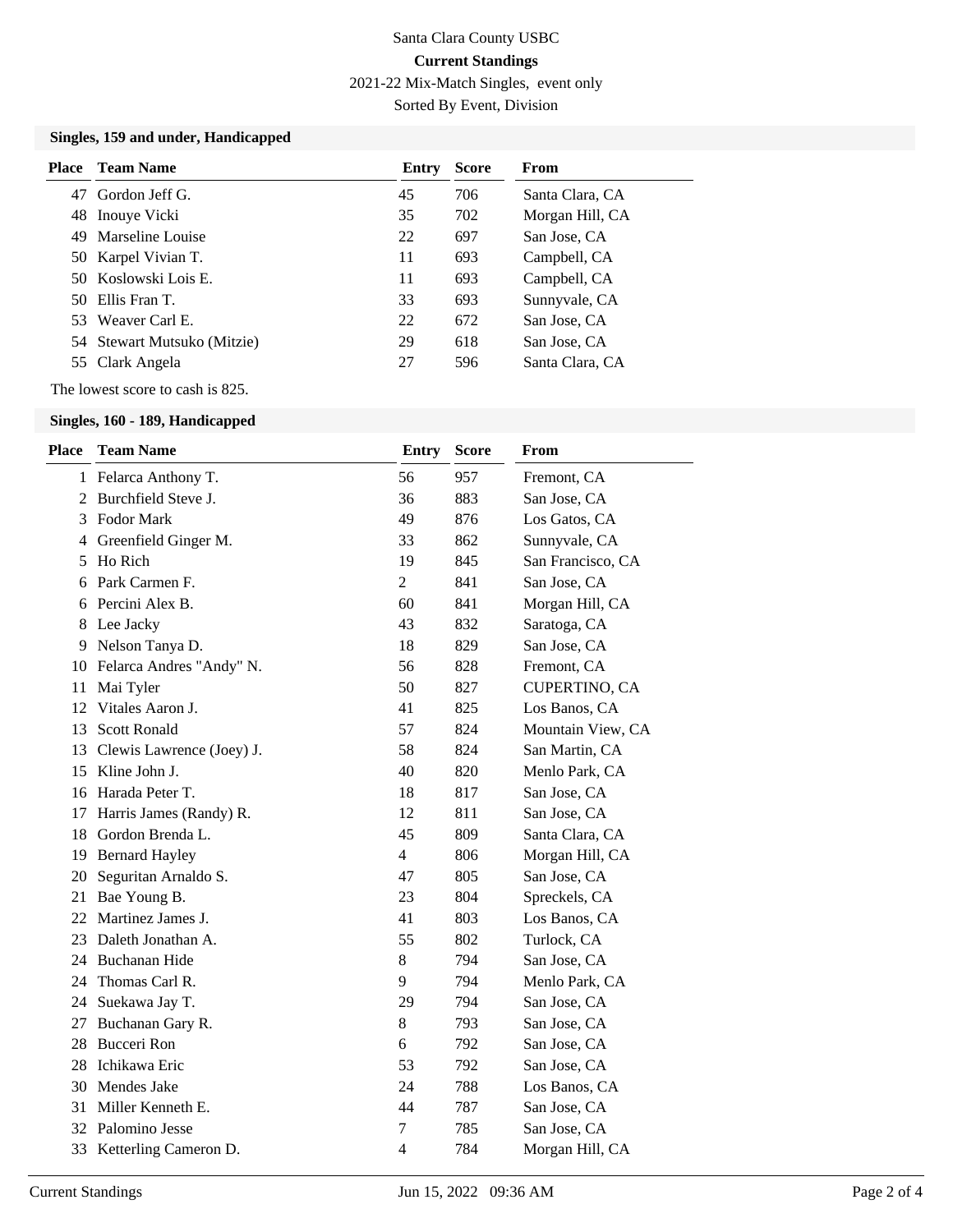Santa Clara County USBC

**Current Standings**

2021-22 Mix-Match Singles, event only

Sorted By Event, Division

### Singles, 159 and under, Handicapped

| Place | Team Name | Entry | Score | From |
|---|---|---|---|---|
| 47 | Gordon Jeff G. | 45 | 706 | Santa Clara, CA |
| 48 | Inouye Vicki | 35 | 702 | Morgan Hill, CA |
| 49 | Marseline Louise | 22 | 697 | San Jose, CA |
| 50 | Karpel Vivian T. | 11 | 693 | Campbell, CA |
| 50 | Koslowski Lois E. | 11 | 693 | Campbell, CA |
| 50 | Ellis Fran T. | 33 | 693 | Sunnyvale, CA |
| 53 | Weaver Carl E. | 22 | 672 | San Jose, CA |
| 54 | Stewart Mutsuko (Mitzie) | 29 | 618 | San Jose, CA |
| 55 | Clark Angela | 27 | 596 | Santa Clara, CA |

The lowest score to cash is 825.

### Singles, 160 - 189, Handicapped

| Place | Team Name | Entry | Score | From |
|---|---|---|---|---|
| 1 | Felarca Anthony T. | 56 | 957 | Fremont, CA |
| 2 | Burchfield Steve J. | 36 | 883 | San Jose, CA |
| 3 | Fodor Mark | 49 | 876 | Los Gatos, CA |
| 4 | Greenfield Ginger M. | 33 | 862 | Sunnyvale, CA |
| 5 | Ho Rich | 19 | 845 | San Francisco, CA |
| 6 | Park Carmen F. | 2 | 841 | San Jose, CA |
| 6 | Percini Alex B. | 60 | 841 | Morgan Hill, CA |
| 8 | Lee Jacky | 43 | 832 | Saratoga, CA |
| 9 | Nelson Tanya D. | 18 | 829 | San Jose, CA |
| 10 | Felarca Andres "Andy" N. | 56 | 828 | Fremont, CA |
| 11 | Mai Tyler | 50 | 827 | CUPERTINO, CA |
| 12 | Vitales Aaron J. | 41 | 825 | Los Banos, CA |
| 13 | Scott Ronald | 57 | 824 | Mountain View, CA |
| 13 | Clewis Lawrence (Joey) J. | 58 | 824 | San Martin, CA |
| 15 | Kline John J. | 40 | 820 | Menlo Park, CA |
| 16 | Harada Peter T. | 18 | 817 | San Jose, CA |
| 17 | Harris James (Randy) R. | 12 | 811 | San Jose, CA |
| 18 | Gordon Brenda L. | 45 | 809 | Santa Clara, CA |
| 19 | Bernard Hayley | 4 | 806 | Morgan Hill, CA |
| 20 | Seguritan Arnaldo S. | 47 | 805 | San Jose, CA |
| 21 | Bae Young B. | 23 | 804 | Spreckels, CA |
| 22 | Martinez James J. | 41 | 803 | Los Banos, CA |
| 23 | Daleth Jonathan A. | 55 | 802 | Turlock, CA |
| 24 | Buchanan Hide | 8 | 794 | San Jose, CA |
| 24 | Thomas Carl R. | 9 | 794 | Menlo Park, CA |
| 24 | Suekawa Jay T. | 29 | 794 | San Jose, CA |
| 27 | Buchanan Gary R. | 8 | 793 | San Jose, CA |
| 28 | Bucceri Ron | 6 | 792 | San Jose, CA |
| 28 | Ichikawa Eric | 53 | 792 | San Jose, CA |
| 30 | Mendes Jake | 24 | 788 | Los Banos, CA |
| 31 | Miller Kenneth E. | 44 | 787 | San Jose, CA |
| 32 | Palomino Jesse | 7 | 785 | San Jose, CA |
| 33 | Ketterling Cameron D. | 4 | 784 | Morgan Hill, CA |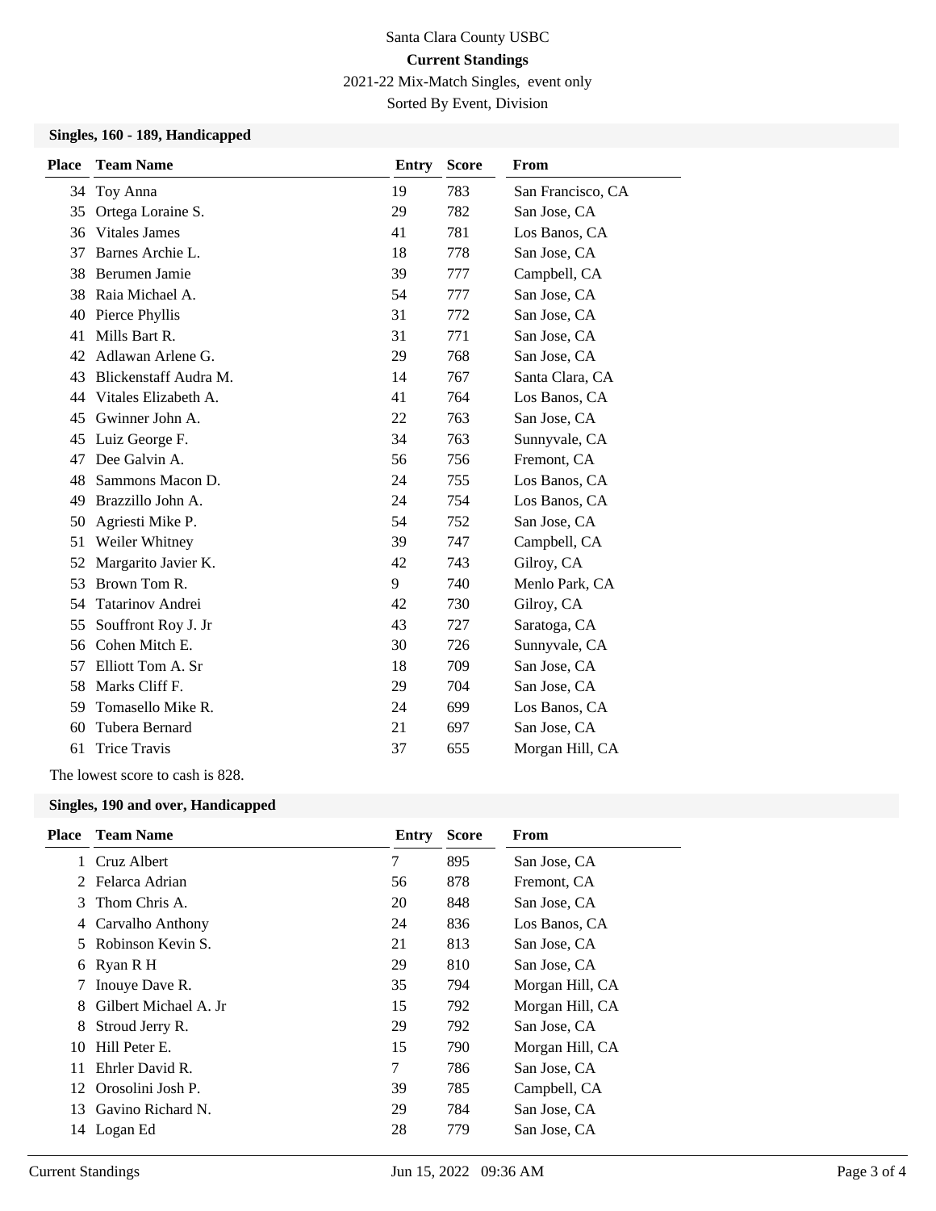Santa Clara County USBC

**Current Standings**

2021-22 Mix-Match Singles, event only

Sorted By Event, Division

### Singles, 160 - 189, Handicapped

| Place | Team Name | Entry | Score | From |
|---|---|---|---|---|
| 34 | Toy Anna | 19 | 783 | San Francisco, CA |
| 35 | Ortega Loraine S. | 29 | 782 | San Jose, CA |
| 36 | Vitales James | 41 | 781 | Los Banos, CA |
| 37 | Barnes Archie L. | 18 | 778 | San Jose, CA |
| 38 | Berumen Jamie | 39 | 777 | Campbell, CA |
| 38 | Raia Michael A. | 54 | 777 | San Jose, CA |
| 40 | Pierce Phyllis | 31 | 772 | San Jose, CA |
| 41 | Mills Bart R. | 31 | 771 | San Jose, CA |
| 42 | Adlawan Arlene G. | 29 | 768 | San Jose, CA |
| 43 | Blickenstaff Audra M. | 14 | 767 | Santa Clara, CA |
| 44 | Vitales Elizabeth A. | 41 | 764 | Los Banos, CA |
| 45 | Gwinner John A. | 22 | 763 | San Jose, CA |
| 45 | Luiz George F. | 34 | 763 | Sunnyvale, CA |
| 47 | Dee Galvin A. | 56 | 756 | Fremont, CA |
| 48 | Sammons Macon D. | 24 | 755 | Los Banos, CA |
| 49 | Brazzillo John A. | 24 | 754 | Los Banos, CA |
| 50 | Agriesti Mike P. | 54 | 752 | San Jose, CA |
| 51 | Weiler Whitney | 39 | 747 | Campbell, CA |
| 52 | Margarito Javier K. | 42 | 743 | Gilroy, CA |
| 53 | Brown Tom R. | 9 | 740 | Menlo Park, CA |
| 54 | Tatarinov Andrei | 42 | 730 | Gilroy, CA |
| 55 | Souffront Roy J. Jr | 43 | 727 | Saratoga, CA |
| 56 | Cohen Mitch E. | 30 | 726 | Sunnyvale, CA |
| 57 | Elliott Tom A. Sr | 18 | 709 | San Jose, CA |
| 58 | Marks Cliff F. | 29 | 704 | San Jose, CA |
| 59 | Tomasello Mike R. | 24 | 699 | Los Banos, CA |
| 60 | Tubera Bernard | 21 | 697 | San Jose, CA |
| 61 | Trice Travis | 37 | 655 | Morgan Hill, CA |

The lowest score to cash is 828.

### Singles, 190 and over, Handicapped

| Place | Team Name | Entry | Score | From |
|---|---|---|---|---|
| 1 | Cruz Albert | 7 | 895 | San Jose, CA |
| 2 | Felarca Adrian | 56 | 878 | Fremont, CA |
| 3 | Thom Chris A. | 20 | 848 | San Jose, CA |
| 4 | Carvalho Anthony | 24 | 836 | Los Banos, CA |
| 5 | Robinson Kevin S. | 21 | 813 | San Jose, CA |
| 6 | Ryan R H | 29 | 810 | San Jose, CA |
| 7 | Inouye Dave R. | 35 | 794 | Morgan Hill, CA |
| 8 | Gilbert Michael A. Jr | 15 | 792 | Morgan Hill, CA |
| 8 | Stroud Jerry R. | 29 | 792 | San Jose, CA |
| 10 | Hill Peter E. | 15 | 790 | Morgan Hill, CA |
| 11 | Ehrler David R. | 7 | 786 | San Jose, CA |
| 12 | Orosolini Josh P. | 39 | 785 | Campbell, CA |
| 13 | Gavino Richard N. | 29 | 784 | San Jose, CA |
| 14 | Logan Ed | 28 | 779 | San Jose, CA |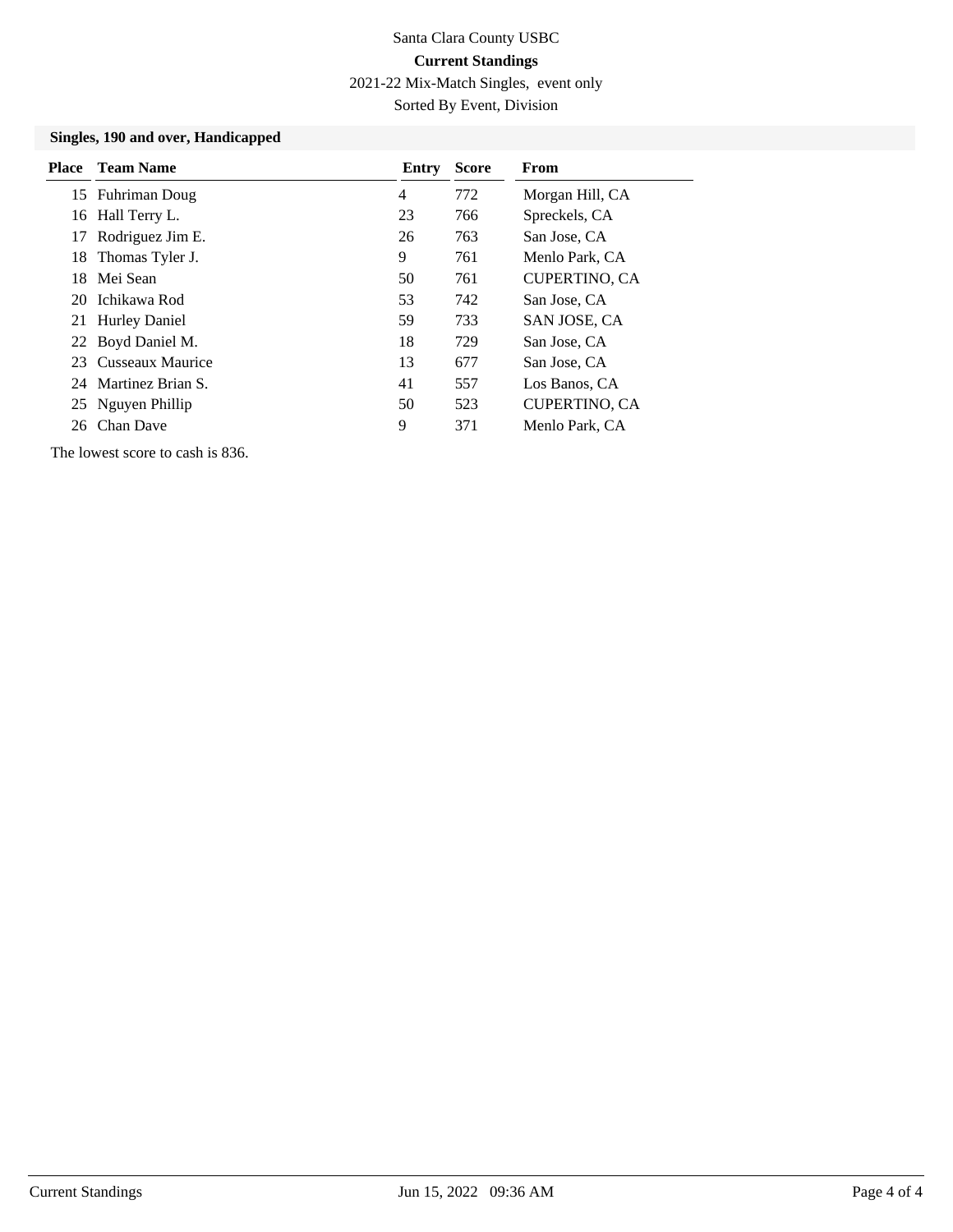Santa Clara County USBC

**Current Standings**

2021-22 Mix-Match Singles, event only

Sorted By Event, Division

**Singles, 190 and over, Handicapped**

| Place | Team Name | Entry | Score | From |
|---|---|---|---|---|
| 15 | Fuhriman Doug | 4 | 772 | Morgan Hill, CA |
| 16 | Hall Terry L. | 23 | 766 | Spreckels, CA |
| 17 | Rodriguez Jim E. | 26 | 763 | San Jose, CA |
| 18 | Thomas Tyler J. | 9 | 761 | Menlo Park, CA |
| 18 | Mei Sean | 50 | 761 | CUPERTINO, CA |
| 20 | Ichikawa Rod | 53 | 742 | San Jose, CA |
| 21 | Hurley Daniel | 59 | 733 | SAN JOSE, CA |
| 22 | Boyd Daniel M. | 18 | 729 | San Jose, CA |
| 23 | Cusseaux Maurice | 13 | 677 | San Jose, CA |
| 24 | Martinez Brian S. | 41 | 557 | Los Banos, CA |
| 25 | Nguyen Phillip | 50 | 523 | CUPERTINO, CA |
| 26 | Chan Dave | 9 | 371 | Menlo Park, CA |

The lowest score to cash is 836.